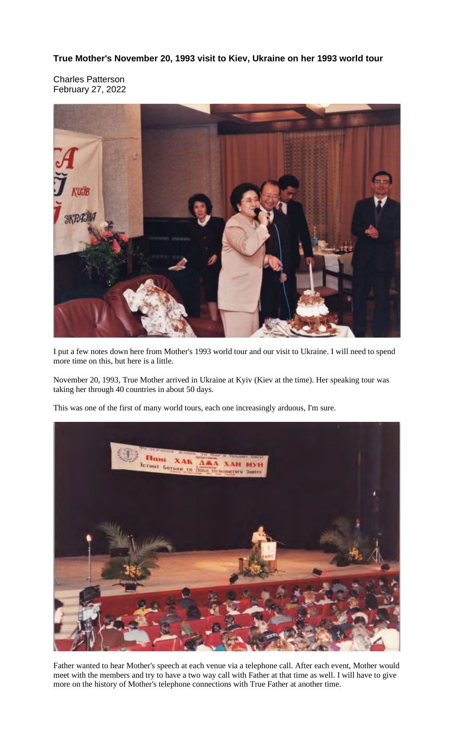**True Mother's November 20, 1993 visit to Kiev, Ukraine on her 1993 world tour**

Charles Patterson
February 27, 2022

I put a few notes down here from Mother's 1993 world tour and our visit to Ukraine. I will need to spend more time on this, but here is a little.

November 20, 1993, True Mother arrived in Ukraine at Kyiv (Kiev at the time). Her speaking tour was taking her through 40 countries in about 50 days.

This was one of the first of many world tours, each one increasingly arduous, I'm sure.

Father wanted to hear Mother's speech at each venue via a telephone call. After each event, Mother would meet with the members and try to have a two way call with Father at that time as well. I will have to give more on the history of Mother's telephone connections with True Father at another time.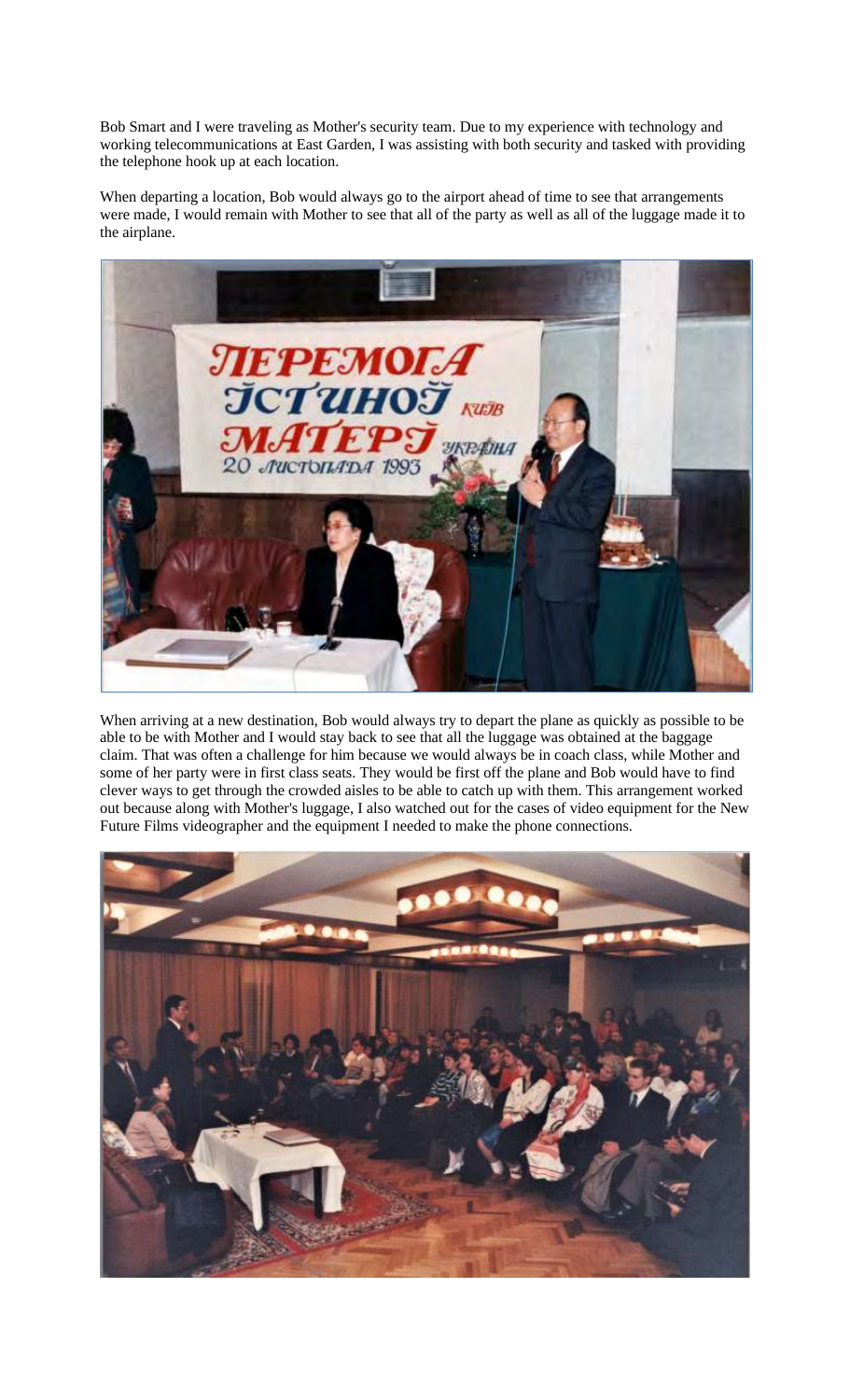Bob Smart and I were traveling as Mother's security team. Due to my experience with technology and working telecommunications at East Garden, I was assisting with both security and tasked with providing the telephone hook up at each location.

When departing a location, Bob would always go to the airport ahead of time to see that arrangements were made, I would remain with Mother to see that all of the party as well as all of the luggage made it to the airplane.

When arriving at a new destination, Bob would always try to depart the plane as quickly as possible to be able to be with Mother and I would stay back to see that all the luggage was obtained at the baggage claim. That was often a challenge for him because we would always be in coach class, while Mother and some of her party were in first class seats. They would be first off the plane and Bob would have to find clever ways to get through the crowded aisles to be able to catch up with them. This arrangement worked out because along with Mother's luggage, I also watched out for the cases of video equipment for the New Future Films videographer and the equipment I needed to make the phone connections.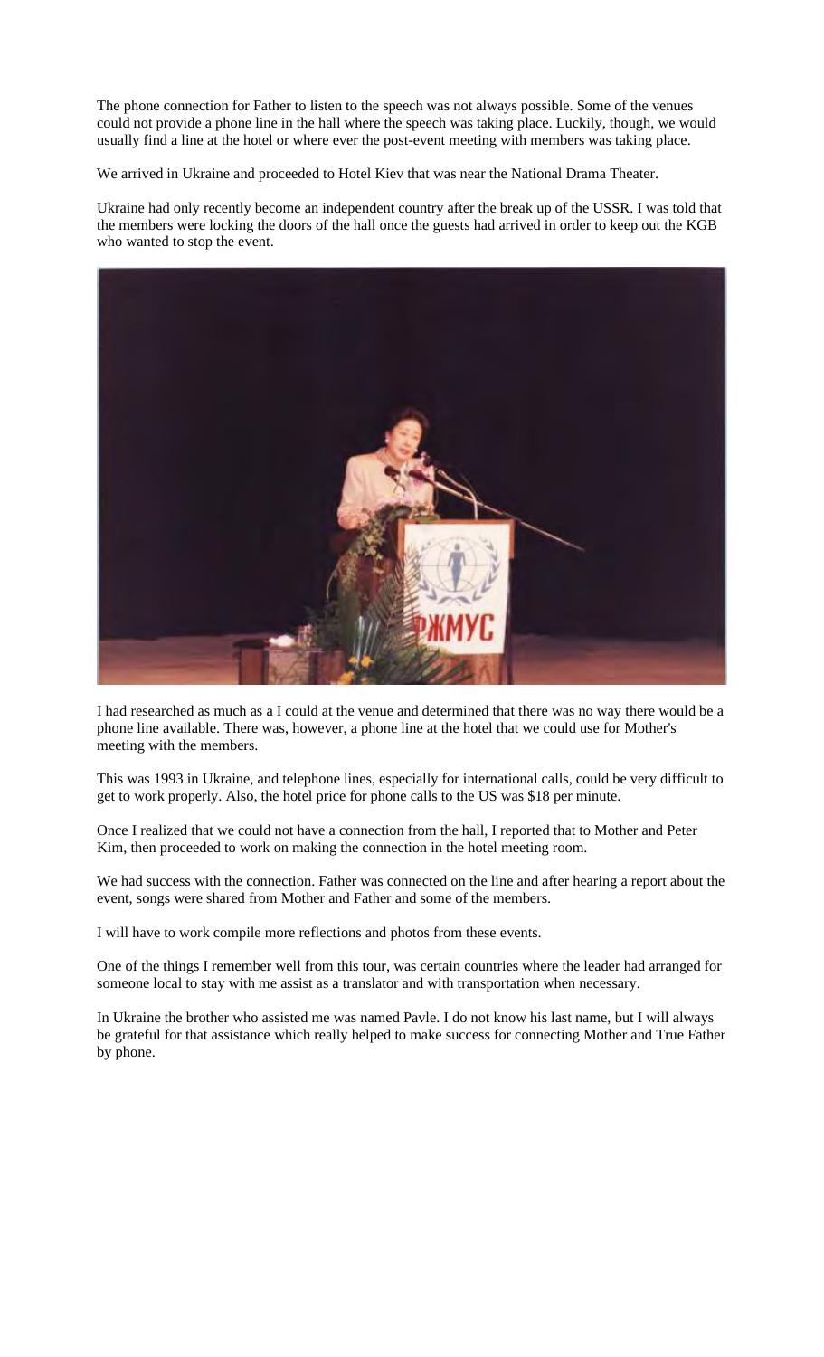The phone connection for Father to listen to the speech was not always possible. Some of the venues could not provide a phone line in the hall where the speech was taking place. Luckily, though, we would usually find a line at the hotel or where ever the post-event meeting with members was taking place.

We arrived in Ukraine and proceeded to Hotel Kiev that was near the National Drama Theater.

Ukraine had only recently become an independent country after the break up of the USSR. I was told that the members were locking the doors of the hall once the guests had arrived in order to keep out the KGB who wanted to stop the event.

I had researched as much as a I could at the venue and determined that there was no way there would be a phone line available. There was, however, a phone line at the hotel that we could use for Mother's meeting with the members.

This was 1993 in Ukraine, and telephone lines, especially for international calls, could be very difficult to get to work properly. Also, the hotel price for phone calls to the US was $18 per minute.

Once I realized that we could not have a connection from the hall, I reported that to Mother and Peter Kim, then proceeded to work on making the connection in the hotel meeting room.

We had success with the connection. Father was connected on the line and after hearing a report about the event, songs were shared from Mother and Father and some of the members.

I will have to work compile more reflections and photos from these events.

One of the things I remember well from this tour, was certain countries where the leader had arranged for someone local to stay with me assist as a translator and with transportation when necessary.

In Ukraine the brother who assisted me was named Pavle. I do not know his last name, but I will always be grateful for that assistance which really helped to make success for connecting Mother and True Father by phone.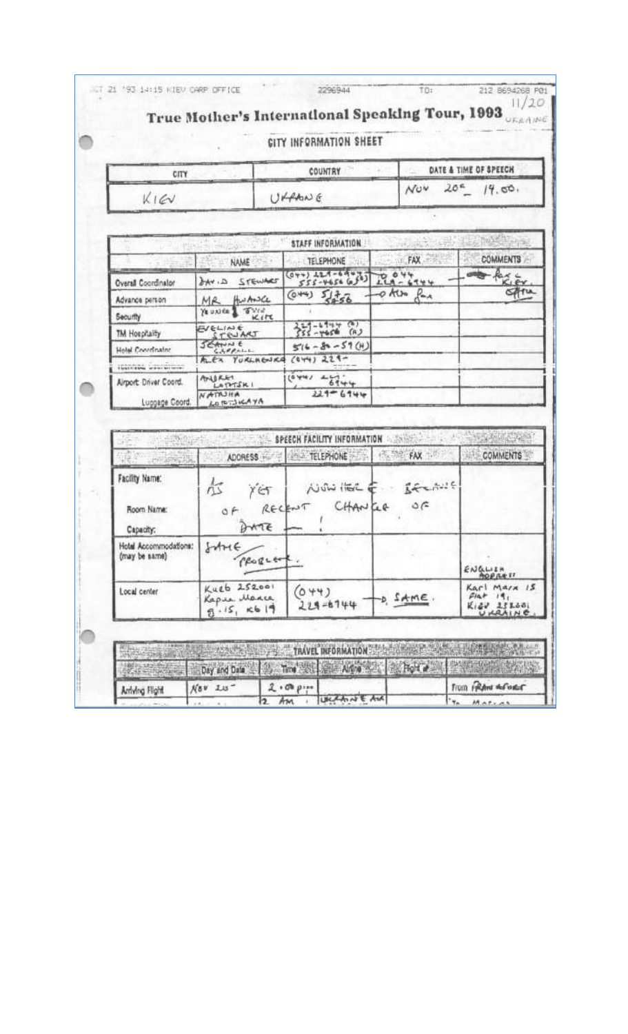OCT 21 '93 14:15 KIEV CARP OFFICE 2296944 TO: 212 8694268 P01

11/20
UKRAINE

# True Mother's International Speaking Tour, 1993

## CITY INFORMATION SHEET

| CITY | COUNTRY | DATE & TIME OF SPEECH |
|---|---|---|
| KIEV | UKRAINE | NOV 20th 14.00. |

| STAFF INFORMATION | | | | |
|---|---|---|---|---|
| | NAME | TELEPHONE | FAX | COMMENTS |
| Overall Coordinator | DAVID STEWART | (044) 229-6944 (O) 555-4656 (H) | 044 229-6944 | fax in Kiev office |
| Advance person | MR HWANG | (044) 517-5256 | Also fax | |
| Security | YOUNG & EVIE KIRK | | | |
| TM Hospitality | EVELINE STEWART | 229-6944 (O) 555-4656 (H) | | |
| Hotel Coordinator | SEANNE CARPELL | 516-80-59 (H) | | |
| | ALEX YURCHENKO | (044) 229- | | |
| Airport Driver Coord. | ANDREI LOTITSKI | (044) 229-6944 | | |
| Luggage Coord. | NATASHA LOTITSKAYA | 229-6944 | | |

| SPEECH FACILITY INFORMATION | | | | |
|---|---|---|---|---|
| | ADDRESS | TELEPHONE | FAX | COMMENTS |
| Facility Name: | AS YET NOWHERE BECAUSE | | | |
| Room Name: | OF RECENT CHANGE OF | | | |
| Capacity: | DATE — ! | | | |
| Hotel Accommodations: (may be same) | SAME PROBLEM. | | | |
| Local center | Киев 252001 Карла Маркса 8-15, кв 19 | (044) 229-6944 | SAME. | ENGLISH ADDRESS Karl Marx 15 Flat 19, Kiev 252001 UKRAINE. |

| TRAVEL INFORMATION | | | | | |
|---|---|---|---|---|---|
| | Day and Date | Time | Airline | Flight # | |
| Arriving Flight | NOV 20 | 2:00 pm | | | from FRANKFURT |
| | | 2 AM | UKRAINE AIR | | To MOSCOW |